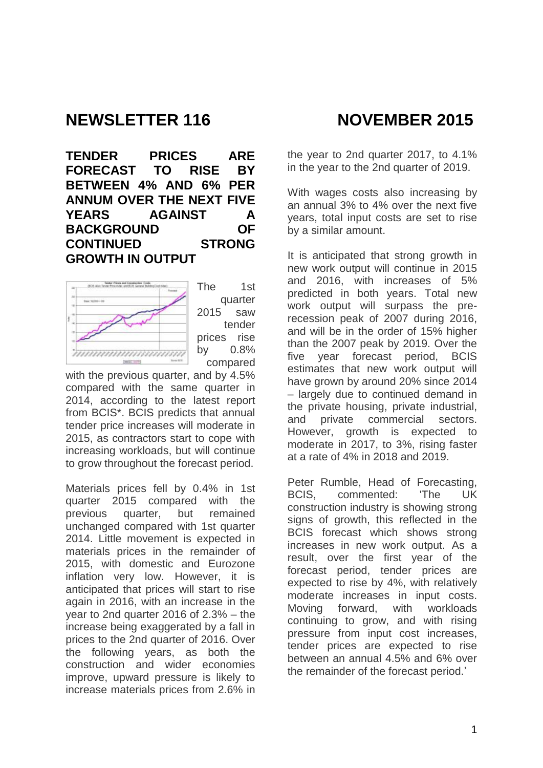# NEWSLETTER 116 NOVEMBER 2015

## TENDER PRICES ARE FORECAST TO RISE BY BETWEEN 4% AND 6% PER ANNUM OVER THE NEXT FIVE YEARS AGAINST A BACKGROUND OF CONTINUED STRONG GROWTH IN OUTPUT

The 1st quarter 2015 saw tender prices rise by 0.8% compared with the previous quarter, and by 4.5% compared with the same quarter in 2014, according to the latest report from BCIS*. BCIS predicts that annual tender price increases will moderate in 2015, as contractors start to cope with increasing workloads, but will continue to grow throughout the forecast period.

Materials prices fell by 0.4% in 1st quarter 2015 compared with the previous quarter, but remained unchanged compared with 1st quarter 2014. Little movement is expected in materials prices in the remainder of 2015, with domestic and Eurozone inflation very low. However, it is anticipated that prices will start to rise again in 2016, with an increase in the year to 2nd quarter 2016 of 2.3% – the increase being exaggerated by a fall in prices to the 2nd quarter of 2016. Over the following years, as both the construction and wider economies improve, upward pressure is likely to increase materials prices from 2.6% in the year to 2nd quarter 2017, to 4.1% in the year to the 2nd quarter of 2019.

With wages costs also increasing by an annual 3% to 4% over the next five years, total input costs are set to rise by a similar amount.

It is anticipated that strong growth in new work output will continue in 2015 and 2016, with increases of 5% predicted in both years. Total new work output will surpass the pre-recession peak of 2007 during 2016, and will be in the order of 15% higher than the 2007 peak by 2019. Over the five year forecast period, BCIS estimates that new work output will have grown by around 20% since 2014 – largely due to continued demand in the private housing, private industrial, and private commercial sectors. However, growth is expected to moderate in 2017, to 3%, rising faster at a rate of 4% in 2018 and 2019.

Peter Rumble, Head of Forecasting, BCIS, commented: 'The UK construction industry is showing strong signs of growth, this reflected in the BCIS forecast which shows strong increases in new work output. As a result, over the first year of the forecast period, tender prices are expected to rise by 4%, with relatively moderate increases in input costs. Moving forward, with workloads continuing to grow, and with rising pressure from input cost increases, tender prices are expected to rise between an annual 4.5% and 6% over the remainder of the forecast period.'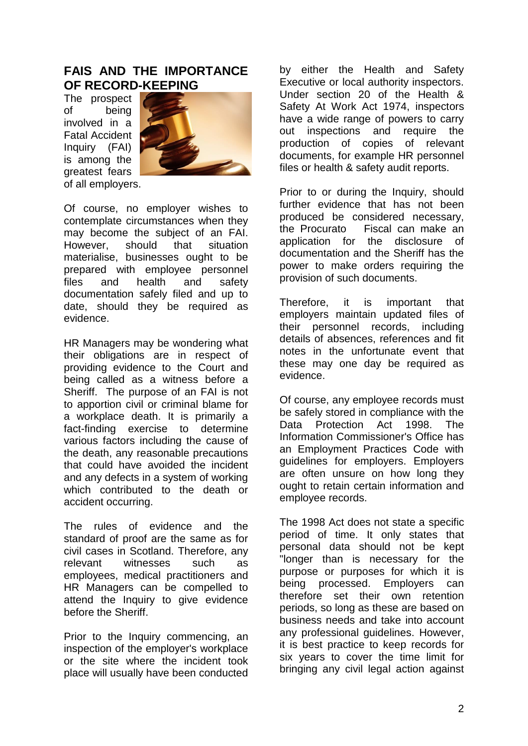## FAIS AND THE IMPORTANCE OF RECORD-KEEPING

The prospect of being involved in a Fatal Accident Inquiry (FAI) is among the greatest fears of all employers.

Of course, no employer wishes to contemplate circumstances when they may become the subject of an FAI. However, should that situation materialise, businesses ought to be prepared with employee personnel files and health and safety documentation safely filed and up to date, should they be required as evidence.

HR Managers may be wondering what their obligations are in respect of providing evidence to the Court and being called as a witness before a Sheriff. The purpose of an FAI is not to apportion civil or criminal blame for a workplace death. It is primarily a fact-finding exercise to determine various factors including the cause of the death, any reasonable precautions that could have avoided the incident and any defects in a system of working which contributed to the death or accident occurring.

The rules of evidence and the standard of proof are the same as for civil cases in Scotland. Therefore, any relevant witnesses such as employees, medical practitioners and HR Managers can be compelled to attend the Inquiry to give evidence before the Sheriff.

Prior to the Inquiry commencing, an inspection of the employer's workplace or the site where the incident took place will usually have been conducted by either the Health and Safety Executive or local authority inspectors. Under section 20 of the Health & Safety At Work Act 1974, inspectors have a wide range of powers to carry out inspections and require the production of copies of relevant documents, for example HR personnel files or health & safety audit reports.

Prior to or during the Inquiry, should further evidence that has not been produced be considered necessary, the Procurato Fiscal can make an application for the disclosure of documentation and the Sheriff has the power to make orders requiring the provision of such documents.

Therefore, it is important that employers maintain updated files of their personnel records, including details of absences, references and fit notes in the unfortunate event that these may one day be required as evidence.

Of course, any employee records must be safely stored in compliance with the Data Protection Act 1998. The Information Commissioner's Office has an Employment Practices Code with guidelines for employers. Employers are often unsure on how long they ought to retain certain information and employee records.

The 1998 Act does not state a specific period of time. It only states that personal data should not be kept "longer than is necessary for the purpose or purposes for which it is being processed. Employers can therefore set their own retention periods, so long as these are based on business needs and take into account any professional guidelines. However, it is best practice to keep records for six years to cover the time limit for bringing any civil legal action against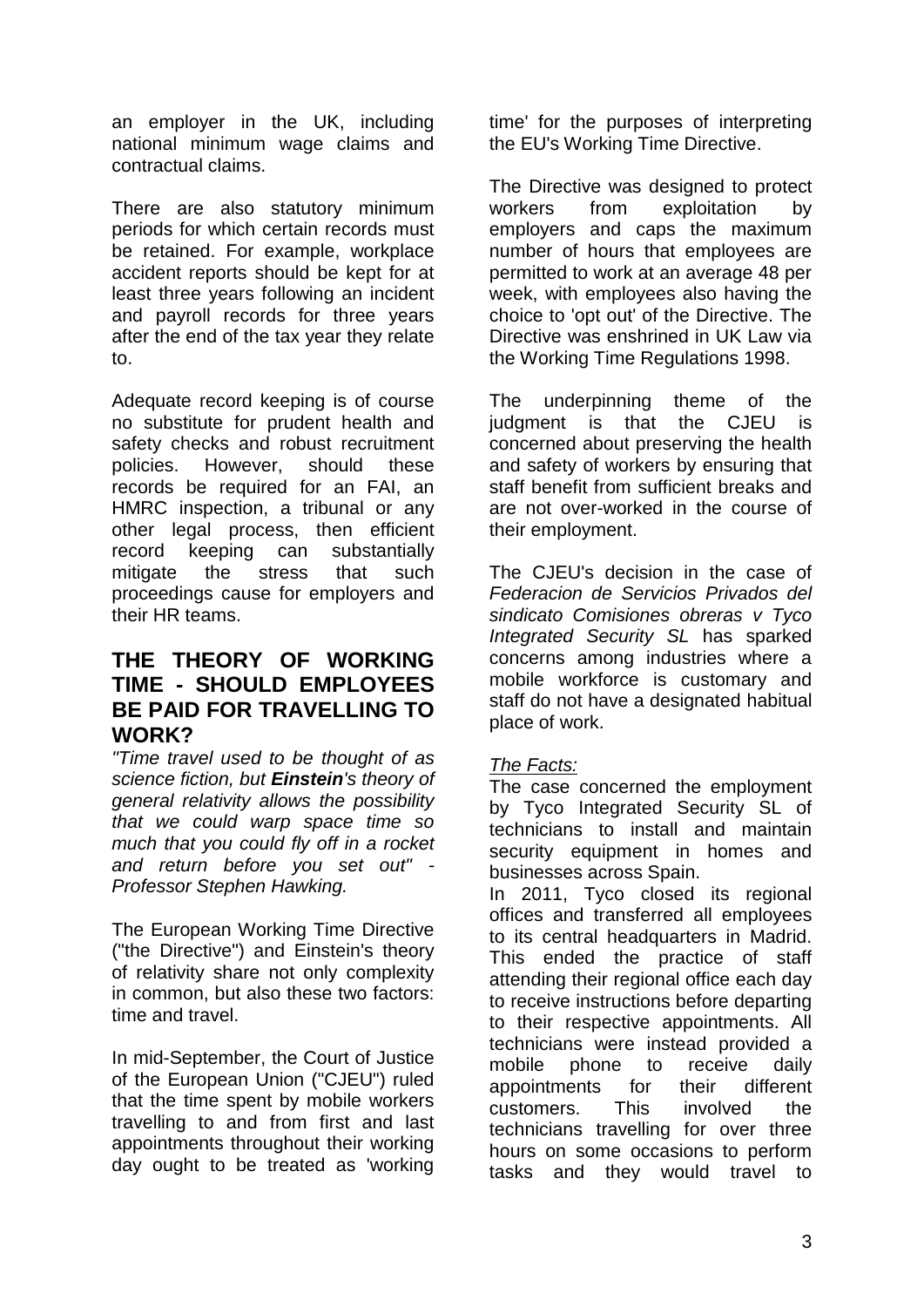an employer in the UK, including national minimum wage claims and contractual claims.

There are also statutory minimum periods for which certain records must be retained. For example, workplace accident reports should be kept for at least three years following an incident and payroll records for three years after the end of the tax year they relate to.

Adequate record keeping is of course no substitute for prudent health and safety checks and robust recruitment policies. However, should these records be required for an FAI, an HMRC inspection, a tribunal or any other legal process, then efficient record keeping can substantially mitigate the stress that such proceedings cause for employers and their HR teams.

## THE THEORY OF WORKING TIME - SHOULD EMPLOYEES BE PAID FOR TRAVELLING TO WORK?

*"Time travel used to be thought of as science fiction, but **Einstein**'s theory of general relativity allows the possibility that we could warp space time so much that you could fly off in a rocket and return before you set out" - Professor Stephen Hawking.*

The European Working Time Directive ("the Directive") and Einstein's theory of relativity share not only complexity in common, but also these two factors: time and travel.

In mid-September, the Court of Justice of the European Union ("CJEU") ruled that the time spent by mobile workers travelling to and from first and last appointments throughout their working day ought to be treated as 'working time' for the purposes of interpreting the EU's Working Time Directive.

The Directive was designed to protect workers from exploitation by employers and caps the maximum number of hours that employees are permitted to work at an average 48 per week, with employees also having the choice to 'opt out' of the Directive. The Directive was enshrined in UK Law via the Working Time Regulations 1998.

The underpinning theme of the judgment is that the CJEU is concerned about preserving the health and safety of workers by ensuring that staff benefit from sufficient breaks and are not over-worked in the course of their employment.

The CJEU's decision in the case of *Federacion de Servicios Privados del sindicato Comisiones obreras v Tyco Integrated Security SL* has sparked concerns among industries where a mobile workforce is customary and staff do not have a designated habitual place of work.

*The Facts:*

The case concerned the employment by Tyco Integrated Security SL of technicians to install and maintain security equipment in homes and businesses across Spain.

In 2011, Tyco closed its regional offices and transferred all employees to its central headquarters in Madrid. This ended the practice of staff attending their regional office each day to receive instructions before departing to their respective appointments. All technicians were instead provided a mobile phone to receive daily appointments for their different customers. This involved the technicians travelling for over three hours on some occasions to perform tasks and they would travel to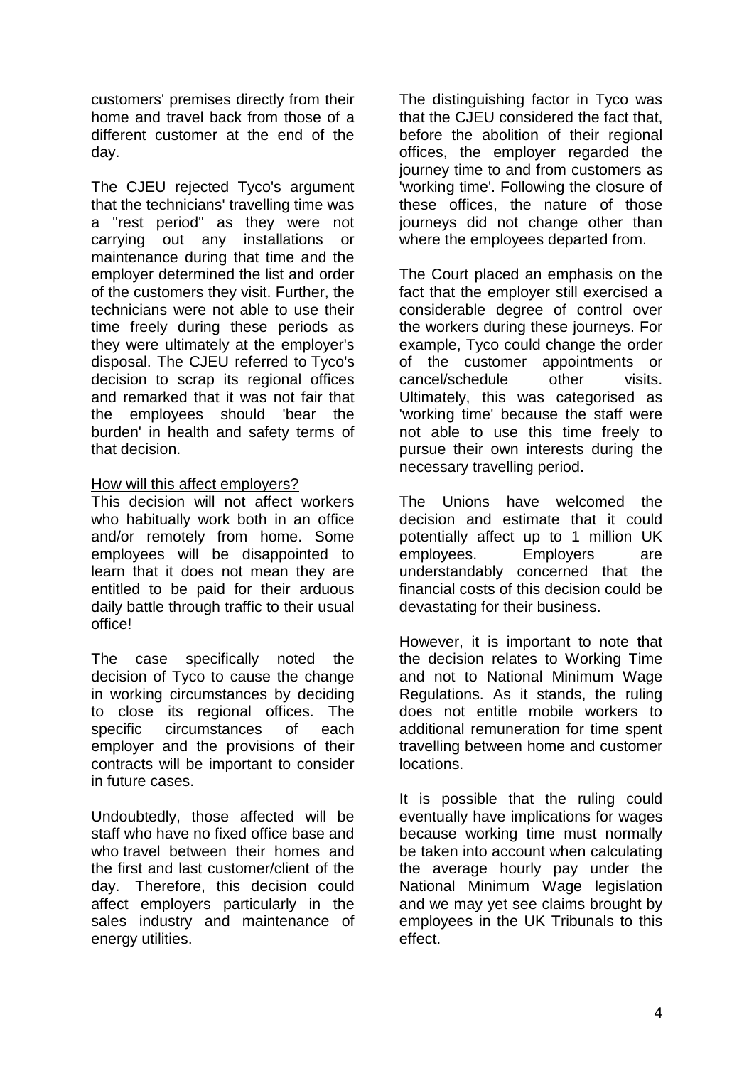customers' premises directly from their home and travel back from those of a different customer at the end of the day.

The CJEU rejected Tyco's argument that the technicians' travelling time was a "rest period" as they were not carrying out any installations or maintenance during that time and the employer determined the list and order of the customers they visit. Further, the technicians were not able to use their time freely during these periods as they were ultimately at the employer's disposal. The CJEU referred to Tyco's decision to scrap its regional offices and remarked that it was not fair that the employees should 'bear the burden' in health and safety terms of that decision.

How will this affect employers?

This decision will not affect workers who habitually work both in an office and/or remotely from home. Some employees will be disappointed to learn that it does not mean they are entitled to be paid for their arduous daily battle through traffic to their usual office!

The case specifically noted the decision of Tyco to cause the change in working circumstances by deciding to close its regional offices. The specific circumstances of each employer and the provisions of their contracts will be important to consider in future cases.

Undoubtedly, those affected will be staff who have no fixed office base and who travel between their homes and the first and last customer/client of the day. Therefore, this decision could affect employers particularly in the sales industry and maintenance of energy utilities.

The distinguishing factor in Tyco was that the CJEU considered the fact that, before the abolition of their regional offices, the employer regarded the journey time to and from customers as 'working time'. Following the closure of these offices, the nature of those journeys did not change other than where the employees departed from.

The Court placed an emphasis on the fact that the employer still exercised a considerable degree of control over the workers during these journeys. For example, Tyco could change the order of the customer appointments or cancel/schedule other visits. Ultimately, this was categorised as 'working time' because the staff were not able to use this time freely to pursue their own interests during the necessary travelling period.

The Unions have welcomed the decision and estimate that it could potentially affect up to 1 million UK employees. Employers are understandably concerned that the financial costs of this decision could be devastating for their business.

However, it is important to note that the decision relates to Working Time and not to National Minimum Wage Regulations. As it stands, the ruling does not entitle mobile workers to additional remuneration for time spent travelling between home and customer locations.

It is possible that the ruling could eventually have implications for wages because working time must normally be taken into account when calculating the average hourly pay under the National Minimum Wage legislation and we may yet see claims brought by employees in the UK Tribunals to this effect.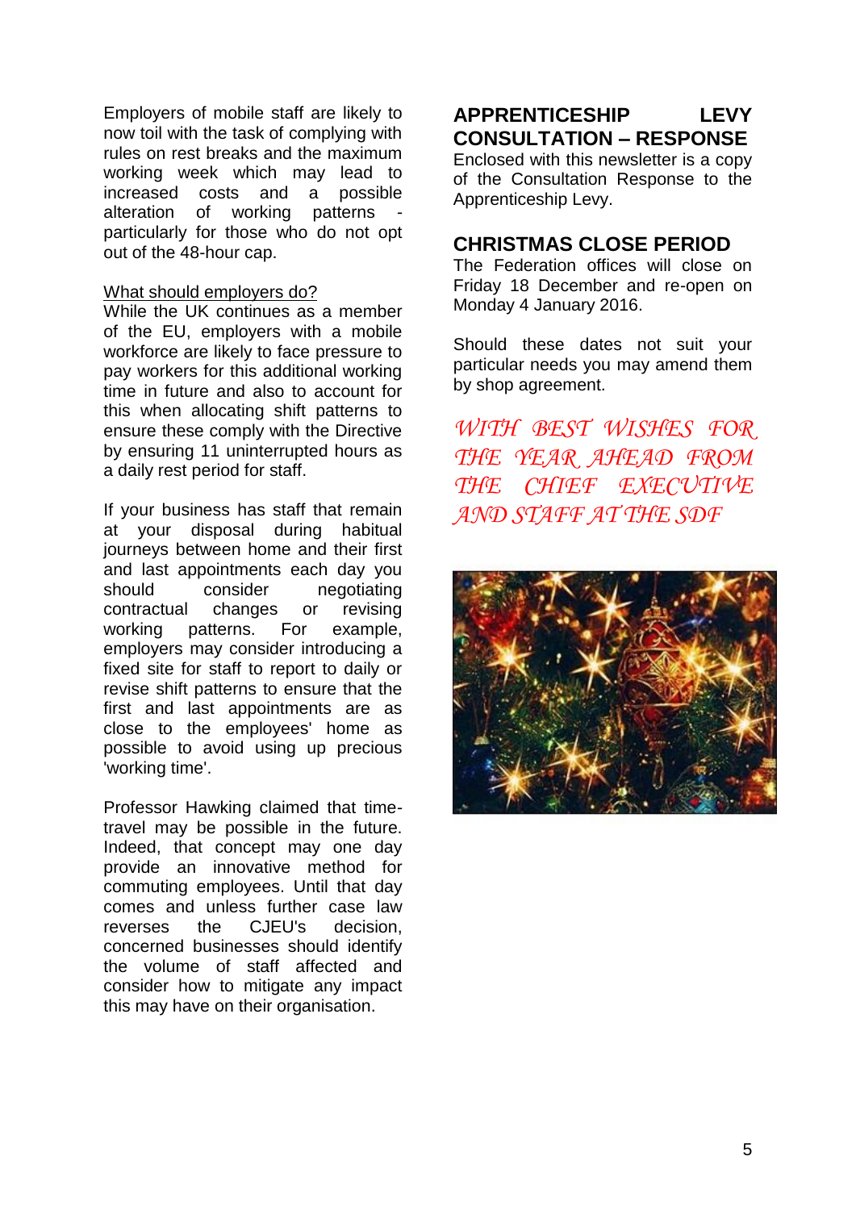Employers of mobile staff are likely to now toil with the task of complying with rules on rest breaks and the maximum working week which may lead to increased costs and a possible alteration of working patterns - particularly for those who do not opt out of the 48-hour cap.

What should employers do?

While the UK continues as a member of the EU, employers with a mobile workforce are likely to face pressure to pay workers for this additional working time in future and also to account for this when allocating shift patterns to ensure these comply with the Directive by ensuring 11 uninterrupted hours as a daily rest period for staff.

If your business has staff that remain at your disposal during habitual journeys between home and their first and last appointments each day you should consider negotiating contractual changes or revising working patterns. For example, employers may consider introducing a fixed site for staff to report to daily or revise shift patterns to ensure that the first and last appointments are as close to the employees' home as possible to avoid using up precious 'working time'.

Professor Hawking claimed that time-travel may be possible in the future. Indeed, that concept may one day provide an innovative method for commuting employees. Until that day comes and unless further case law reverses the CJEU's decision, concerned businesses should identify the volume of staff affected and consider how to mitigate any impact this may have on their organisation.

## APPRENTICESHIP LEVY CONSULTATION – RESPONSE

Enclosed with this newsletter is a copy of the Consultation Response to the Apprenticeship Levy.

## CHRISTMAS CLOSE PERIOD

The Federation offices will close on Friday 18 December and re-open on Monday 4 January 2016.

Should these dates not suit your particular needs you may amend them by shop agreement.

*WITH BEST WISHES FOR THE YEAR AHEAD FROM THE CHIEF EXECUTIVE AND STAFF AT THE SDF*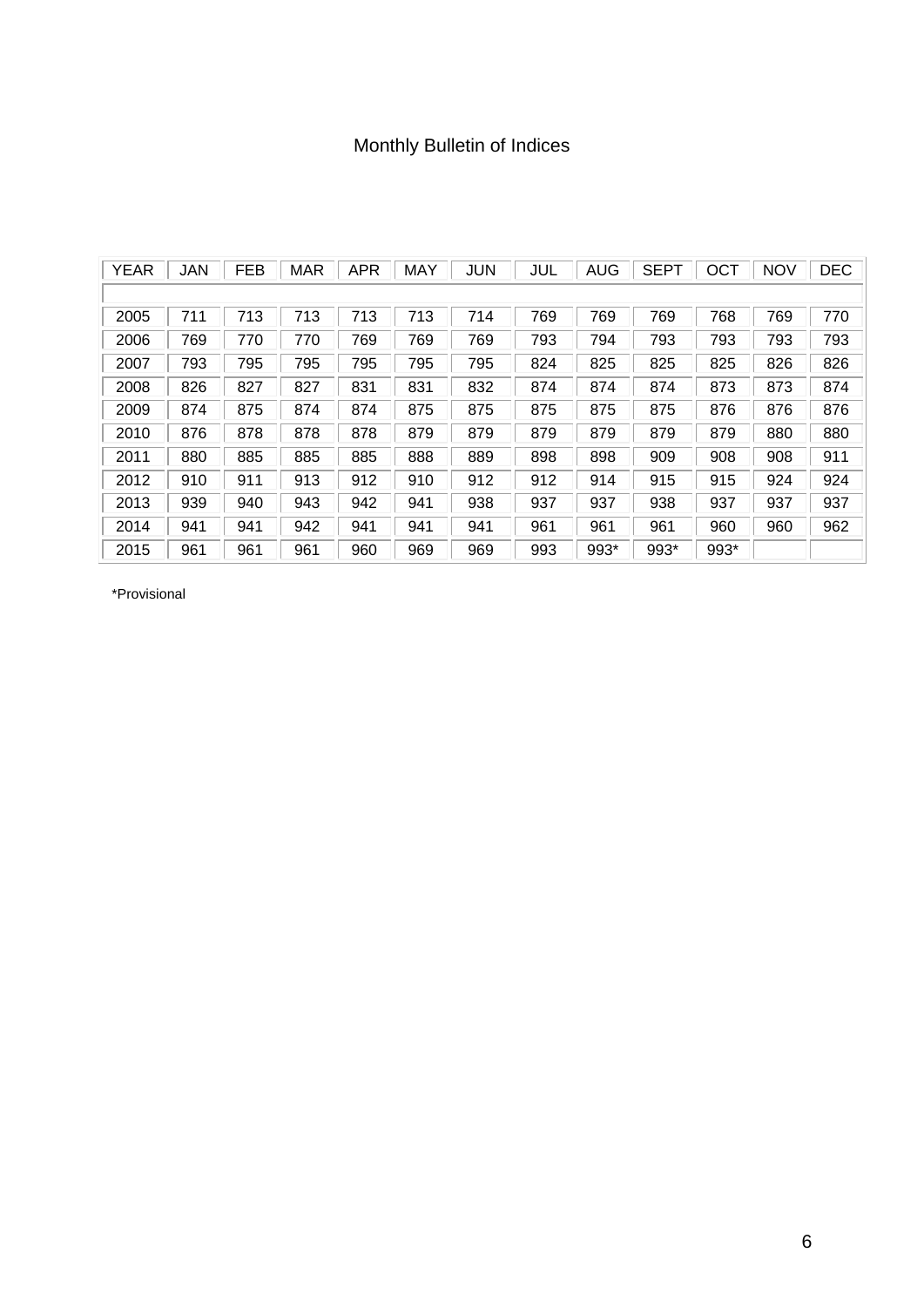# Monthly Bulletin of Indices

| YEAR | JAN | FEB | MAR | APR | MAY | JUN | JUL | AUG | SEPT | OCT | NOV | DEC |
|---|---|---|---|---|---|---|---|---|---|---|---|---|
| 2005 | 711 | 713 | 713 | 713 | 713 | 714 | 769 | 769 | 769 | 768 | 769 | 770 |
| 2006 | 769 | 770 | 770 | 769 | 769 | 769 | 793 | 794 | 793 | 793 | 793 | 793 |
| 2007 | 793 | 795 | 795 | 795 | 795 | 795 | 824 | 825 | 825 | 825 | 826 | 826 |
| 2008 | 826 | 827 | 827 | 831 | 831 | 832 | 874 | 874 | 874 | 873 | 873 | 874 |
| 2009 | 874 | 875 | 874 | 874 | 875 | 875 | 875 | 875 | 875 | 876 | 876 | 876 |
| 2010 | 876 | 878 | 878 | 878 | 879 | 879 | 879 | 879 | 879 | 879 | 880 | 880 |
| 2011 | 880 | 885 | 885 | 885 | 888 | 889 | 898 | 898 | 909 | 908 | 908 | 911 |
| 2012 | 910 | 911 | 913 | 912 | 910 | 912 | 912 | 914 | 915 | 915 | 924 | 924 |
| 2013 | 939 | 940 | 943 | 942 | 941 | 938 | 937 | 937 | 938 | 937 | 937 | 937 |
| 2014 | 941 | 941 | 942 | 941 | 941 | 941 | 961 | 961 | 961 | 960 | 960 | 962 |
| 2015 | 961 | 961 | 961 | 960 | 969 | 969 | 993 | 993* | 993* | 993* | | |

*Provisional